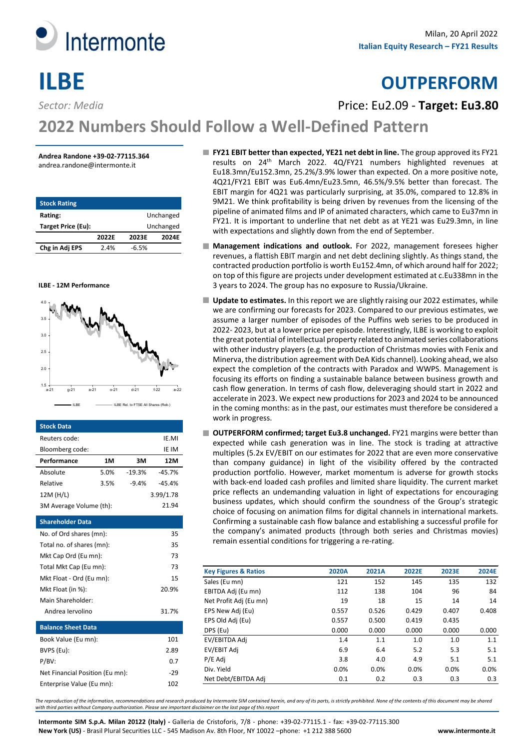Intermonte

Milan, 20 April 2022

**Italian Equity Research – FY21 Results**

# ILBE

# OUTPERFORM

*Sector: Media*

Price: Eu2.09 - **Target: Eu3.80**

## 2022 Numbers Should Follow a Well-Defined Pattern

**Andrea Randone +39-02-77115.364**
andrea.randone@intermonte.it

| Stock Rating | | | |
|---|---|---|---|
| **Rating:** | | | Unchanged |
| **Target Price (Eu):** | | | Unchanged |
| | **2022E** | **2023E** | **2024E** |
| **Chg in Adj EPS** | 2.4% | -6.5% | |

**ILBE - 12M Performance**

ILBE — ILBE Rel. to FTSE All Shares (Reb.)

| Stock Data | | | |
|---|---|---|---|
| Reuters code: | | | IE.MI |
| Bloomberg code: | | | IE IM |
| **Performance** | **1M** | **3M** | **12M** |
| Absolute | 5.0% | -19.3% | -45.7% |
| Relative | 3.5% | -9.4% | -45.4% |
| 12M (H/L) | | | 3.99/1.78 |
| 3M Average Volume (th): | | | 21.94 |

| Shareholder Data | |
|---|---|
| No. of Ord shares (mn): | 35 |
| Total no. of shares (mn): | 35 |
| Mkt Cap Ord (Eu mn): | 73 |
| Total Mkt Cap (Eu mn): | 73 |
| Mkt Float - Ord (Eu mn): | 15 |
| Mkt Float (in %): | 20.9% |
| Main Shareholder: | |
| Andrea Iervolino | 31.7% |

| Balance Sheet Data | |
|---|---|
| Book Value (Eu mn): | 101 |
| BVPS (Eu): | 2.89 |
| P/BV: | 0.7 |
| Net Financial Position (Eu mn): | -29 |
| Enterprise Value (Eu mn): | 102 |

- **FY21 EBIT better than expected, YE21 net debt in line.** The group approved its FY21 results on 24th March 2022. 4Q/FY21 numbers highlighted revenues at Eu18.3mn/Eu152.3mn, 25.2%/3.9% lower than expected. On a more positive note, 4Q21/FY21 EBIT was Eu6.4mn/Eu23.5mn, 46.5%/9.5% better than forecast. The EBIT margin for 4Q21 was particularly surprising, at 35.0%, compared to 12.8% in 9M21. We think profitability is being driven by revenues from the licensing of the pipeline of animated films and IP of animated characters, which came to Eu37mn in FY21. It is important to underline that net debt as at YE21 was Eu29.3mn, in line with expectations and slightly down from the end of September.
- **Management indications and outlook.** For 2022, management foresees higher revenues, a flattish EBIT margin and net debt declining slightly. As things stand, the contracted production portfolio is worth Eu152.4mn, of which around half for 2022; on top of this figure are projects under development estimated at c.Eu338mn in the 3 years to 2024. The group has no exposure to Russia/Ukraine.
- **Update to estimates.** In this report we are slightly raising our 2022 estimates, while we are confirming our forecasts for 2023. Compared to our previous estimates, we assume a larger number of episodes of the Puffins web series to be produced in 2022- 2023, but at a lower price per episode. Interestingly, ILBE is working to exploit the great potential of intellectual property related to animated series collaborations with other industry players (e.g. the production of Christmas movies with Fenix and Minerva, the distribution agreement with DeA Kids channel). Looking ahead, we also expect the completion of the contracts with Paradox and WWPS. Management is focusing its efforts on finding a sustainable balance between business growth and cash flow generation. In terms of cash flow, deleveraging should start in 2022 and accelerate in 2023. We expect new productions for 2023 and 2024 to be announced in the coming months: as in the past, our estimates must therefore be considered a work in progress.
- **OUTPERFORM confirmed; target Eu3.8 unchanged.** FY21 margins were better than expected while cash generation was in line. The stock is trading at attractive multiples (5.2x EV/EBIT on our estimates for 2022 that are even more conservative than company guidance) in light of the visibility offered by the contracted production portfolio. However, market momentum is adverse for growth stocks with back-end loaded cash profiles and limited share liquidity. The current market price reflects an undemanding valuation in light of expectations for encouraging business updates, which should confirm the soundness of the Group's strategic choice of focusing on animation films for digital channels in international markets. Confirming a sustainable cash flow balance and establishing a successful profile for the company's animated products (through both series and Christmas movies) remain essential conditions for triggering a re-rating.

| Key Figures & Ratios | 2020A | 2021A | 2022E | 2023E | 2024E |
|---|---|---|---|---|---|
| Sales (Eu mn) | 121 | 152 | 145 | 135 | 132 |
| EBITDA Adj (Eu mn) | 112 | 138 | 104 | 96 | 84 |
| Net Profit Adj (Eu mn) | 19 | 18 | 15 | 14 | 14 |
| EPS New Adj (Eu) | 0.557 | 0.526 | 0.429 | 0.407 | 0.408 |
| EPS Old Adj (Eu) | 0.557 | 0.500 | 0.419 | 0.435 | |
| DPS (Eu) | 0.000 | 0.000 | 0.000 | 0.000 | 0.000 |
| EV/EBITDA Adj | 1.4 | 1.1 | 1.0 | 1.0 | 1.1 |
| EV/EBIT Adj | 6.9 | 6.4 | 5.2 | 5.3 | 5.1 |
| P/E Adj | 3.8 | 4.0 | 4.9 | 5.1 | 5.1 |
| Div. Yield | 0.0% | 0.0% | 0.0% | 0.0% | 0.0% |
| Net Debt/EBITDA Adj | 0.1 | 0.2 | 0.3 | 0.3 | 0.3 |

*The reproduction of the information, recommendations and research produced by Intermonte SIM contained herein, and any of its parts, is strictly prohibited. None of the contents of this document may be shared with third parties without Company authorization. Please see important disclaimer on the last page of this report*

**Intermonte SIM S.p.A. Milan 20122 (Italy) -** Galleria de Cristoforis, 7/8 - phone: +39-02-77115.1 - fax: +39-02-77115.300
**New York (US)** - Brasil Plural Securities LLC - 545 Madison Av. 8th Floor, NY 10022 –phone: +1 212 388 5600 **www.intermonte.it**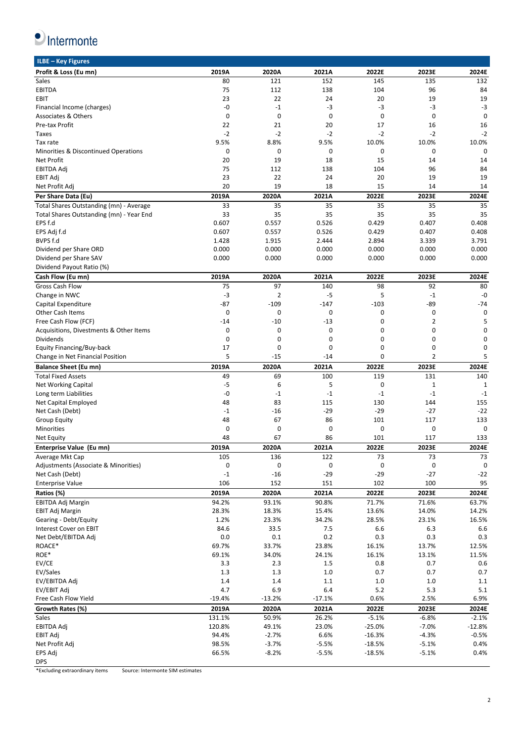## ILBE – Key Figures

| Profit & Loss (Eu mn) | 2019A | 2020A | 2021A | 2022E | 2023E | 2024E |
|---|---|---|---|---|---|---|
| Sales | 80 | 121 | 152 | 145 | 135 | 132 |
| EBITDA | 75 | 112 | 138 | 104 | 96 | 84 |
| EBIT | 23 | 22 | 24 | 20 | 19 | 19 |
| Financial Income (charges) | -0 | -1 | -3 | -3 | -3 | -3 |
| Associates & Others | 0 | 0 | 0 | 0 | 0 | 0 |
| Pre-tax Profit | 22 | 21 | 20 | 17 | 16 | 16 |
| Taxes | -2 | -2 | -2 | -2 | -2 | -2 |
| Tax rate | 9.5% | 8.8% | 9.5% | 10.0% | 10.0% | 10.0% |
| Minorities & Discontinued Operations | 0 | 0 | 0 | 0 | 0 | 0 |
| Net Profit | 20 | 19 | 18 | 15 | 14 | 14 |
| EBITDA Adj | 75 | 112 | 138 | 104 | 96 | 84 |
| EBIT Adj | 23 | 22 | 24 | 20 | 19 | 19 |
| Net Profit Adj | 20 | 19 | 18 | 15 | 14 | 14 |
| **Per Share Data (Eu)** | **2019A** | **2020A** | **2021A** | **2022E** | **2023E** | **2024E** |
| Total Shares Outstanding (mn) - Average | 33 | 35 | 35 | 35 | 35 | 35 |
| Total Shares Outstanding (mn) - Year End | 33 | 35 | 35 | 35 | 35 | 35 |
| EPS f.d | 0.607 | 0.557 | 0.526 | 0.429 | 0.407 | 0.408 |
| EPS Adj f.d | 0.607 | 0.557 | 0.526 | 0.429 | 0.407 | 0.408 |
| BVPS f.d | 1.428 | 1.915 | 2.444 | 2.894 | 3.339 | 3.791 |
| Dividend per Share ORD | 0.000 | 0.000 | 0.000 | 0.000 | 0.000 | 0.000 |
| Dividend per Share SAV | 0.000 | 0.000 | 0.000 | 0.000 | 0.000 | 0.000 |
| Dividend Payout Ratio (%) | | | | | | |
| **Cash Flow (Eu mn)** | **2019A** | **2020A** | **2021A** | **2022E** | **2023E** | **2024E** |
| Gross Cash Flow | 75 | 97 | 140 | 98 | 92 | 80 |
| Change in NWC | -3 | 2 | -5 | 5 | -1 | -0 |
| Capital Expenditure | -87 | -109 | -147 | -103 | -89 | -74 |
| Other Cash Items | 0 | 0 | 0 | 0 | 0 | 0 |
| Free Cash Flow (FCF) | -14 | -10 | -13 | 0 | 2 | 5 |
| Acquisitions, Divestments & Other Items | 0 | 0 | 0 | 0 | 0 | 0 |
| Dividends | 0 | 0 | 0 | 0 | 0 | 0 |
| Equity Financing/Buy-back | 17 | 0 | 0 | 0 | 0 | 0 |
| Change in Net Financial Position | 5 | -15 | -14 | 0 | 2 | 5 |
| **Balance Sheet (Eu mn)** | **2019A** | **2020A** | **2021A** | **2022E** | **2023E** | **2024E** |
| Total Fixed Assets | 49 | 69 | 100 | 119 | 131 | 140 |
| Net Working Capital | -5 | 6 | 5 | 0 | 1 | 1 |
| Long term Liabilities | -0 | -1 | -1 | -1 | -1 | -1 |
| Net Capital Employed | 48 | 83 | 115 | 130 | 144 | 155 |
| Net Cash (Debt) | -1 | -16 | -29 | -29 | -27 | -22 |
| Group Equity | 48 | 67 | 86 | 101 | 117 | 133 |
| Minorities | 0 | 0 | 0 | 0 | 0 | 0 |
| Net Equity | 48 | 67 | 86 | 101 | 117 | 133 |
| **Enterprise Value (Eu mn)** | **2019A** | **2020A** | **2021A** | **2022E** | **2023E** | **2024E** |
| Average Mkt Cap | 105 | 136 | 122 | 73 | 73 | 73 |
| Adjustments (Associate & Minorities) | 0 | 0 | 0 | 0 | 0 | 0 |
| Net Cash (Debt) | -1 | -16 | -29 | -29 | -27 | -22 |
| Enterprise Value | 106 | 152 | 151 | 102 | 100 | 95 |
| **Ratios (%)** | **2019A** | **2020A** | **2021A** | **2022E** | **2023E** | **2024E** |
| EBITDA Adj Margin | 94.2% | 93.1% | 90.8% | 71.7% | 71.6% | 63.7% |
| EBIT Adj Margin | 28.3% | 18.3% | 15.4% | 13.6% | 14.0% | 14.2% |
| Gearing - Debt/Equity | 1.2% | 23.3% | 34.2% | 28.5% | 23.1% | 16.5% |
| Interest Cover on EBIT | 84.6 | 33.5 | 7.5 | 6.6 | 6.3 | 6.6 |
| Net Debt/EBITDA Adj | 0.0 | 0.1 | 0.2 | 0.3 | 0.3 | 0.3 |
| ROACE* | 69.7% | 33.7% | 23.8% | 16.1% | 13.7% | 12.5% |
| ROE* | 69.1% | 34.0% | 24.1% | 16.1% | 13.1% | 11.5% |
| EV/CE | 3.3 | 2.3 | 1.5 | 0.8 | 0.7 | 0.6 |
| EV/Sales | 1.3 | 1.3 | 1.0 | 0.7 | 0.7 | 0.7 |
| EV/EBITDA Adj | 1.4 | 1.4 | 1.1 | 1.0 | 1.0 | 1.1 |
| EV/EBIT Adj | 4.7 | 6.9 | 6.4 | 5.2 | 5.3 | 5.1 |
| Free Cash Flow Yield | -19.4% | -13.2% | -17.1% | 0.6% | 2.5% | 6.9% |
| **Growth Rates (%)** | **2019A** | **2020A** | **2021A** | **2022E** | **2023E** | **2024E** |
| Sales | 131.1% | 50.9% | 26.2% | -5.1% | -6.8% | -2.1% |
| EBITDA Adj | 120.8% | 49.1% | 23.0% | -25.0% | -7.0% | -12.8% |
| EBIT Adj | 94.4% | -2.7% | 6.6% | -16.3% | -4.3% | -0.5% |
| Net Profit Adj | 98.5% | -3.7% | -5.5% | -18.5% | -5.1% | 0.4% |
| EPS Adj | 66.5% | -8.2% | -5.5% | -18.5% | -5.1% | 0.4% |
| DPS | | | | | | |

*Excluding extraordinary items  Source: Intermonte SIM estimates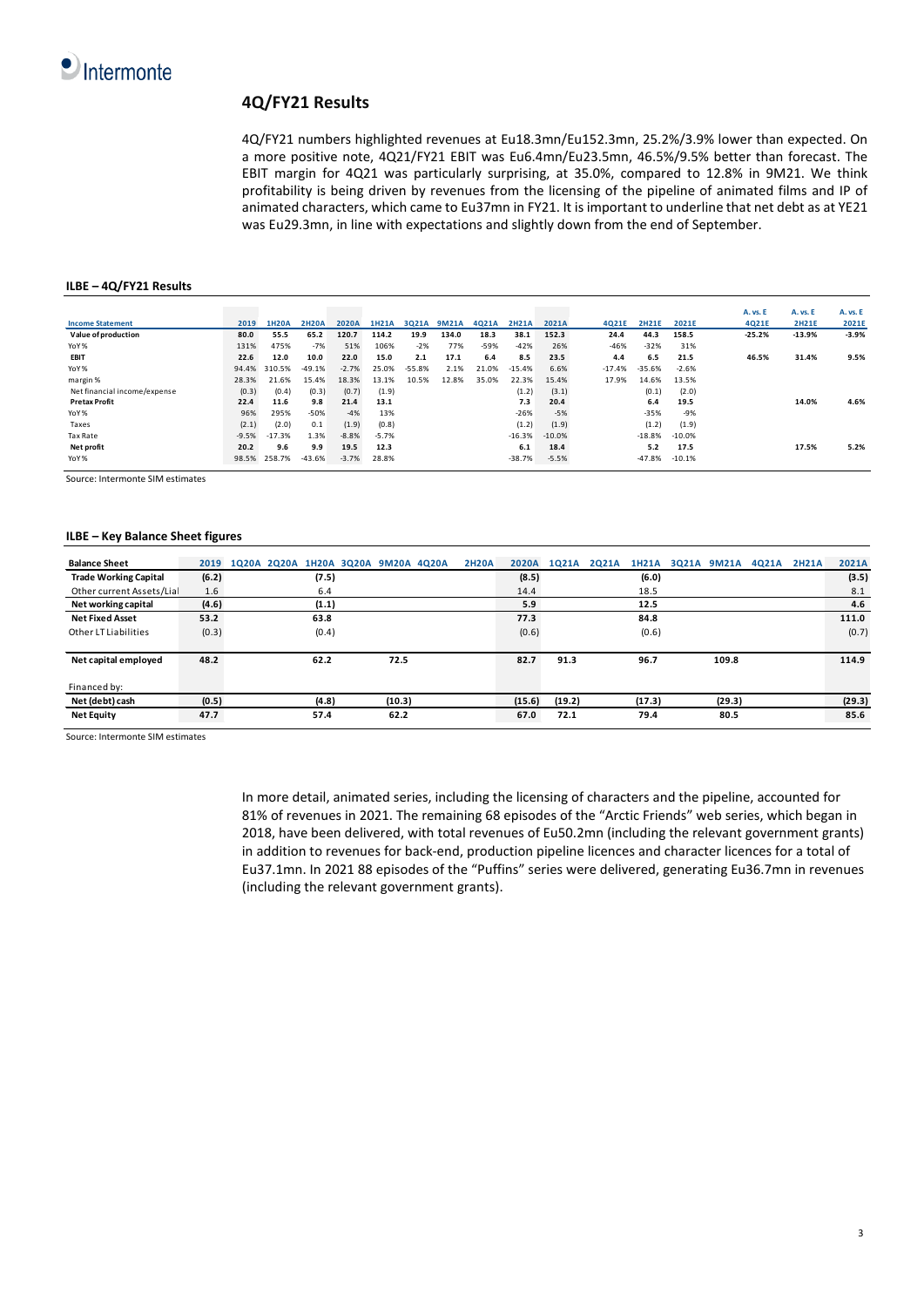## 4Q/FY21 Results

4Q/FY21 numbers highlighted revenues at Eu18.3mn/Eu152.3mn, 25.2%/3.9% lower than expected. On a more positive note, 4Q21/FY21 EBIT was Eu6.4mn/Eu23.5mn, 46.5%/9.5% better than forecast. The EBIT margin for 4Q21 was particularly surprising, at 35.0%, compared to 12.8% in 9M21. We think profitability is being driven by revenues from the licensing of the pipeline of animated films and IP of animated characters, which came to Eu37mn in FY21. It is important to underline that net debt as at YE21 was Eu29.3mn, in line with expectations and slightly down from the end of September.

**ILBE – 4Q/FY21 Results**

| Income Statement | 2019 | 1H20A | 2H20A | 2020A | 1H21A | 3Q21A | 9M21A | 4Q21A | 2H21A | 2021A | 4Q21E | 2H21E | 2021E | A. vs. E 4Q21E | A. vs. E 2H21E | A. vs. E 2021E |
|---|---|---|---|---|---|---|---|---|---|---|---|---|---|---|---|---|
| **Value of production** | 80.0 | 55.5 | 65.2 | 120.7 | 114.2 | 19.9 | 134.0 | 18.3 | 38.1 | 152.3 | 24.4 | 44.3 | 158.5 | -25.2% | -13.9% | -3.9% |
| YoY% | 131% | 475% | -7% | 51% | 106% | -2% | 77% | -59% | -42% | 26% | -46% | -32% | 31% | | | |
| **EBIT** | 22.6 | 12.0 | 10.0 | 22.0 | 15.0 | 2.1 | 17.1 | 6.4 | 8.5 | 23.5 | 4.4 | 6.5 | 21.5 | 46.5% | 31.4% | 9.5% |
| YoY% | 94.4% | 310.5% | -49.1% | -2.7% | 25.0% | -55.8% | 2.1% | 21.0% | -15.4% | 6.6% | -17.4% | -35.6% | -2.6% | | | |
| margin % | 28.3% | 21.6% | 15.4% | 18.3% | 13.1% | 10.5% | 12.8% | 35.0% | 22.3% | 15.4% | 17.9% | 14.6% | 13.5% | | | |
| Net financial income/expense | (0.3) | (0.4) | (0.3) | (0.7) | (1.9) | | | | (1.2) | (3.1) | | (0.1) | (2.0) | | | |
| **Pretax Profit** | 22.4 | 11.6 | 9.8 | 21.4 | 13.1 | | | | 7.3 | 20.4 | | 6.4 | 19.5 | | 14.0% | 4.6% |
| YoY% | 96% | 295% | -50% | -4% | 13% | | | | -26% | -5% | | -35% | -9% | | | |
| Taxes | (2.1) | (2.0) | 0.1 | (1.9) | (0.8) | | | | (1.2) | (1.9) | | (1.2) | (1.9) | | | |
| Tax Rate | -9.5% | -17.3% | 1.3% | -8.8% | -5.7% | | | | -16.3% | -10.0% | | -18.8% | -10.0% | | | |
| **Net profit** | 20.2 | 9.6 | 9.9 | 19.5 | 12.3 | | | | 6.1 | 18.4 | | 5.2 | 17.5 | | 17.5% | 5.2% |
| YoY% | 98.5% | 258.7% | -43.6% | -3.7% | 28.8% | | | | -38.7% | -5.5% | | -47.8% | -10.1% | | | |

Source: Intermonte SIM estimates

**ILBE – Key Balance Sheet figures**

| Balance Sheet | 2019 | 1Q20A | 2Q20A | 1H20A | 3Q20A | 9M20A | 4Q20A | 2H20A | 2020A | 1Q21A | 2Q21A | 1H21A | 3Q21A | 9M21A | 4Q21A | 2H21A | 2021A |
|---|---|---|---|---|---|---|---|---|---|---|---|---|---|---|---|---|---|
| **Trade Working Capital** | (6.2) | | | (7.5) | | | | | (8.5) | | | (6.0) | | | | | (3.5) |
| Other current Assets/Lial | 1.6 | | | 6.4 | | | | | 14.4 | | | 18.5 | | | | | 8.1 |
| **Net working capital** | (4.6) | | | (1.1) | | | | | 5.9 | | | 12.5 | | | | | 4.6 |
| **Net Fixed Asset** | 53.2 | | | 63.8 | | | | | 77.3 | | | 84.8 | | | | | 111.0 |
| Other LT Liabilities | (0.3) | | | (0.4) | | | | | (0.6) | | | (0.6) | | | | | (0.7) |
| **Net capital employed** | 48.2 | | | 62.2 | | 72.5 | | | 82.7 | 91.3 | | 96.7 | | 109.8 | | | 114.9 |
| Financed by: | | | | | | | | | | | | | | | | | |
| **Net (debt) cash** | (0.5) | | | (4.8) | | (10.3) | | | (15.6) | (19.2) | | (17.3) | | (29.3) | | | (29.3) |
| **Net Equity** | 47.7 | | | 57.4 | | 62.2 | | | 67.0 | 72.1 | | 79.4 | | 80.5 | | | 85.6 |

Source: Intermonte SIM estimates

In more detail, animated series, including the licensing of characters and the pipeline, accounted for 81% of revenues in 2021. The remaining 68 episodes of the "Arctic Friends" web series, which began in 2018, have been delivered, with total revenues of Eu50.2mn (including the relevant government grants) in addition to revenues for back-end, production pipeline licences and character licences for a total of Eu37.1mn. In 2021 88 episodes of the "Puffins" series were delivered, generating Eu36.7mn in revenues (including the relevant government grants).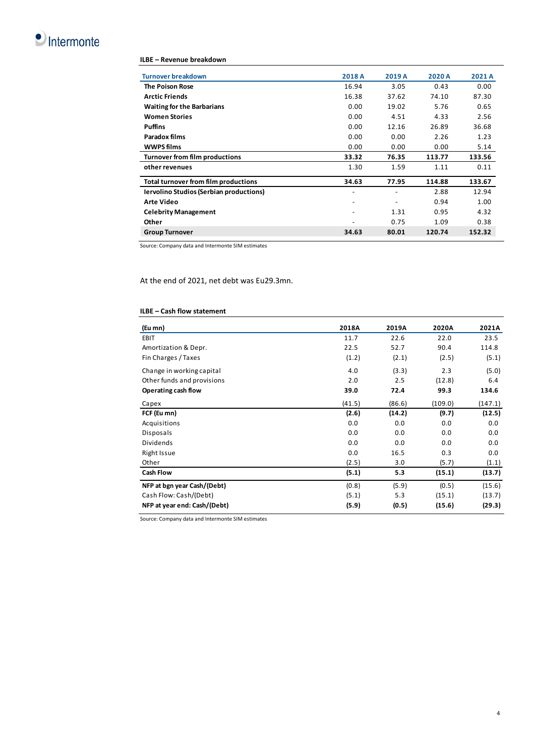**ILBE – Revenue breakdown**

| Turnover breakdown | 2018 A | 2019 A | 2020 A | 2021 A |
|---|---|---|---|---|
| **The Poison Rose** | 16.94 | 3.05 | 0.43 | 0.00 |
| **Arctic Friends** | 16.38 | 37.62 | 74.10 | 87.30 |
| **Waiting for the Barbarians** | 0.00 | 19.02 | 5.76 | 0.65 |
| **Women Stories** | 0.00 | 4.51 | 4.33 | 2.56 |
| **Puffins** | 0.00 | 12.16 | 26.89 | 36.68 |
| **Paradox films** | 0.00 | 0.00 | 2.26 | 1.23 |
| **WWPS films** | 0.00 | 0.00 | 0.00 | 5.14 |
| **Turnover from film productions** | **33.32** | **76.35** | **113.77** | **133.56** |
| **other revenues** | 1.30 | 1.59 | 1.11 | 0.11 |
| **Total turnover from film productions** | **34.63** | **77.95** | **114.88** | **133.67** |
| **Iervolino Studios (Serbian productions)** | - | - | 2.88 | 12.94 |
| **Arte Video** | - | - | 0.94 | 1.00 |
| **Celebrity Management** | - | 1.31 | 0.95 | 4.32 |
| **Other** | - | 0.75 | 1.09 | 0.38 |
| **Group Turnover** | **34.63** | **80.01** | **120.74** | **152.32** |

Source: Company data and Intermonte SIM estimates

At the end of 2021, net debt was Eu29.3mn.

**ILBE – Cash flow statement**

| (Eu mn) | 2018A | 2019A | 2020A | 2021A |
|---|---|---|---|---|
| EBIT | 11.7 | 22.6 | 22.0 | 23.5 |
| Amortization & Depr. | 22.5 | 52.7 | 90.4 | 114.8 |
| Fin Charges / Taxes | (1.2) | (2.1) | (2.5) | (5.1) |
| Change in working capital | 4.0 | (3.3) | 2.3 | (5.0) |
| Other funds and provisions | 2.0 | 2.5 | (12.8) | 6.4 |
| **Operating cash flow** | **39.0** | **72.4** | **99.3** | **134.6** |
| Capex | (41.5) | (86.6) | (109.0) | (147.1) |
| **FCF (Eu mn)** | **(2.6)** | **(14.2)** | **(9.7)** | **(12.5)** |
| Acquisitions | 0.0 | 0.0 | 0.0 | 0.0 |
| Disposals | 0.0 | 0.0 | 0.0 | 0.0 |
| Dividends | 0.0 | 0.0 | 0.0 | 0.0 |
| Right Issue | 0.0 | 16.5 | 0.3 | 0.0 |
| Other | (2.5) | 3.0 | (5.7) | (1.1) |
| **Cash Flow** | **(5.1)** | **5.3** | **(15.1)** | **(13.7)** |
| **NFP at bgn year Cash/(Debt)** | (0.8) | (5.9) | (0.5) | (15.6) |
| Cash Flow: Cash/(Debt) | (5.1) | 5.3 | (15.1) | (13.7) |
| **NFP at year end: Cash/(Debt)** | **(5.9)** | **(0.5)** | **(15.6)** | **(29.3)** |

Source: Company data and Intermonte SIM estimates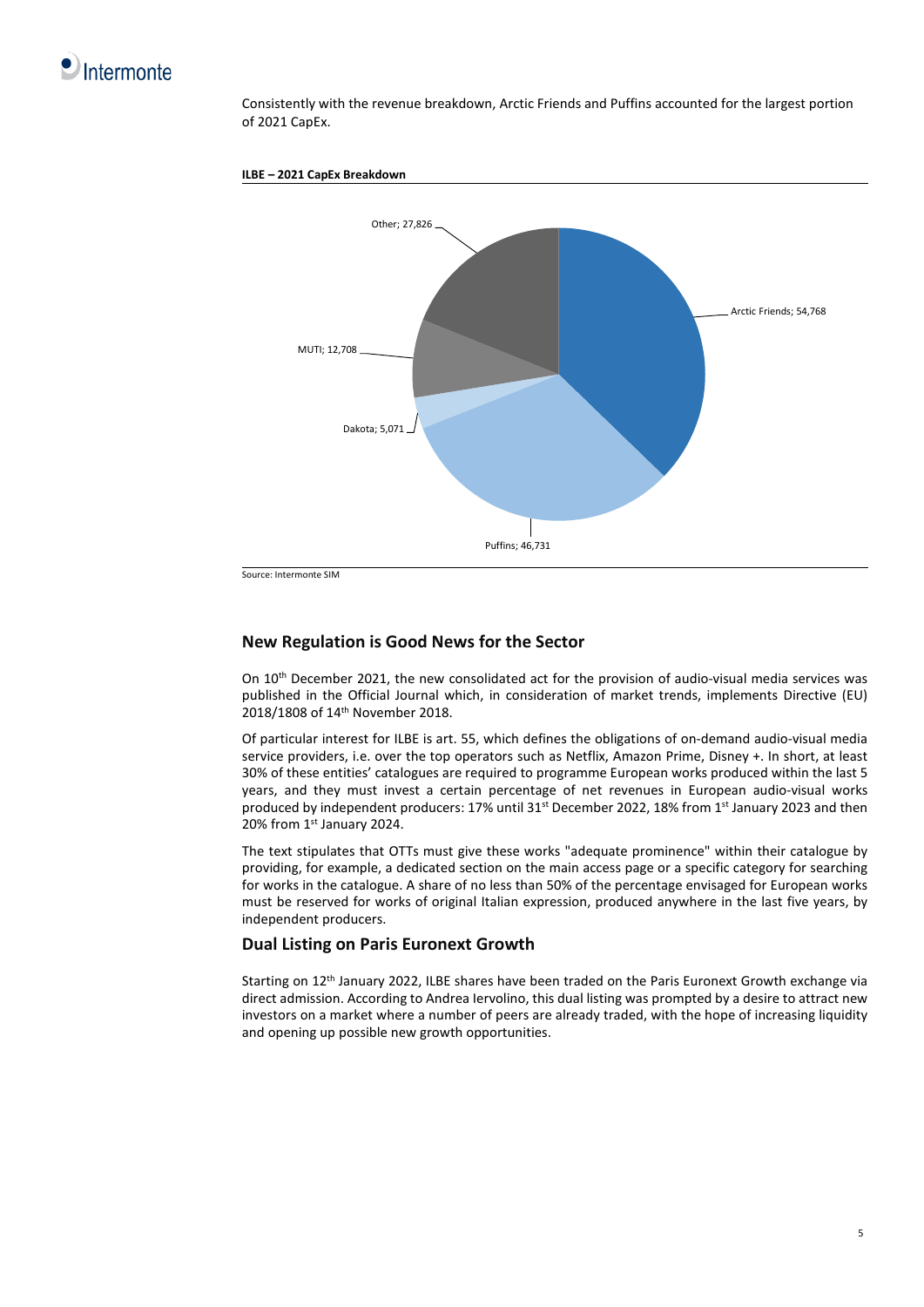Consistently with the revenue breakdown, Arctic Friends and Puffins accounted for the largest portion of 2021 CapEx.

**ILBE – 2021 CapEx Breakdown**

| Segment | CapEx |
|---|---|
| Arctic Friends | 54,768 |
| Puffins | 46,731 |
| Dakota | 5,071 |
| MUTI | 12,708 |
| Other | 27,826 |

Source: Intermonte SIM

## New Regulation is Good News for the Sector

On 10th December 2021, the new consolidated act for the provision of audio-visual media services was published in the Official Journal which, in consideration of market trends, implements Directive (EU) 2018/1808 of 14th November 2018.

Of particular interest for ILBE is art. 55, which defines the obligations of on-demand audio-visual media service providers, i.e. over the top operators such as Netflix, Amazon Prime, Disney +. In short, at least 30% of these entities' catalogues are required to programme European works produced within the last 5 years, and they must invest a certain percentage of net revenues in European audio-visual works produced by independent producers: 17% until 31st December 2022, 18% from 1st January 2023 and then 20% from 1st January 2024.

The text stipulates that OTTs must give these works "adequate prominence" within their catalogue by providing, for example, a dedicated section on the main access page or a specific category for searching for works in the catalogue. A share of no less than 50% of the percentage envisaged for European works must be reserved for works of original Italian expression, produced anywhere in the last five years, by independent producers.

## Dual Listing on Paris Euronext Growth

Starting on 12th January 2022, ILBE shares have been traded on the Paris Euronext Growth exchange via direct admission. According to Andrea Iervolino, this dual listing was prompted by a desire to attract new investors on a market where a number of peers are already traded, with the hope of increasing liquidity and opening up possible new growth opportunities.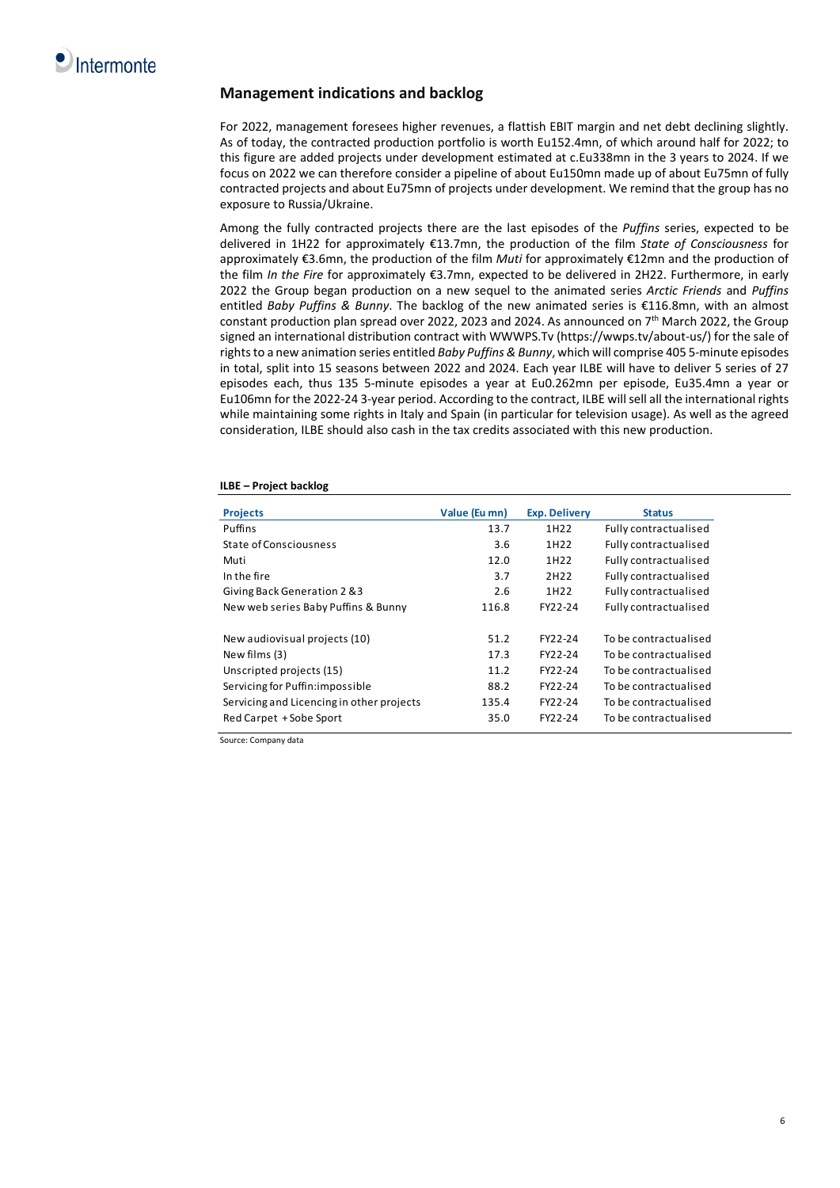## Management indications and backlog

For 2022, management foresees higher revenues, a flattish EBIT margin and net debt declining slightly. As of today, the contracted production portfolio is worth Eu152.4mn, of which around half for 2022; to this figure are added projects under development estimated at c.Eu338mn in the 3 years to 2024. If we focus on 2022 we can therefore consider a pipeline of about Eu150mn made up of about Eu75mn of fully contracted projects and about Eu75mn of projects under development. We remind that the group has no exposure to Russia/Ukraine.

Among the fully contracted projects there are the last episodes of the *Puffins* series, expected to be delivered in 1H22 for approximately €13.7mn, the production of the film *State of Consciousness* for approximately €3.6mn, the production of the film *Muti* for approximately €12mn and the production of the film *In the Fire* for approximately €3.7mn, expected to be delivered in 2H22. Furthermore, in early 2022 the Group began production on a new sequel to the animated series *Arctic Friends* and *Puffins* entitled *Baby Puffins & Bunny*. The backlog of the new animated series is €116.8mn, with an almost constant production plan spread over 2022, 2023 and 2024. As announced on 7th March 2022, the Group signed an international distribution contract with WWWPS.Tv (https://wwps.tv/about-us/) for the sale of rights to a new animation series entitled *Baby Puffins & Bunny*, which will comprise 405 5-minute episodes in total, split into 15 seasons between 2022 and 2024. Each year ILBE will have to deliver 5 series of 27 episodes each, thus 135 5-minute episodes a year at Eu0.262mn per episode, Eu35.4mn a year or Eu106mn for the 2022-24 3-year period. According to the contract, ILBE will sell all the international rights while maintaining some rights in Italy and Spain (in particular for television usage). As well as the agreed consideration, ILBE should also cash in the tax credits associated with this new production.

**ILBE – Project backlog**

| Projects | Value (Eu mn) | Exp. Delivery | Status |
|---|---|---|---|
| Puffins | 13.7 | 1H22 | Fully contractualised |
| State of Consciousness | 3.6 | 1H22 | Fully contractualised |
| Muti | 12.0 | 1H22 | Fully contractualised |
| In the fire | 3.7 | 2H22 | Fully contractualised |
| Giving Back Generation 2 &3 | 2.6 | 1H22 | Fully contractualised |
| New web series Baby Puffins & Bunny | 116.8 | FY22-24 | Fully contractualised |
| | | | |
| New audiovisual projects (10) | 51.2 | FY22-24 | To be contractualised |
| New films (3) | 17.3 | FY22-24 | To be contractualised |
| Unscripted projects (15) | 11.2 | FY22-24 | To be contractualised |
| Servicing for Puffin:impossible | 88.2 | FY22-24 | To be contractualised |
| Servicing and Licencing in other projects | 135.4 | FY22-24 | To be contractualised |
| Red Carpet + Sobe Sport | 35.0 | FY22-24 | To be contractualised |

Source: Company data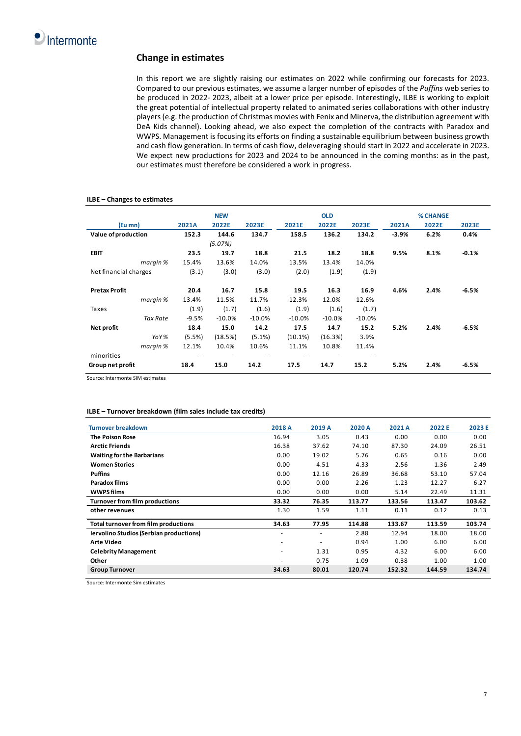## Change in estimates

In this report we are slightly raising our estimates on 2022 while confirming our forecasts for 2023. Compared to our previous estimates, we assume a larger number of episodes of the *Puffins* web series to be produced in 2022- 2023, albeit at a lower price per episode. Interestingly, ILBE is working to exploit the great potential of intellectual property related to animated series collaborations with other industry players (e.g. the production of Christmas movies with Fenix and Minerva, the distribution agreement with DeA Kids channel). Looking ahead, we also expect the completion of the contracts with Paradox and WWPS. Management is focusing its efforts on finding a sustainable equilibrium between business growth and cash flow generation. In terms of cash flow, deleveraging should start in 2022 and accelerate in 2023. We expect new productions for 2023 and 2024 to be announced in the coming months: as in the past, our estimates must therefore be considered a work in progress.

**ILBE – Changes to estimates**

| | NEW | | | OLD | | | % CHANGE | | |
|---|---|---|---|---|---|---|---|---|---|
| (Eu mn) | 2021A | 2022E | 2023E | 2021E | 2022E | 2023E | 2021A | 2022E | 2023E |
| **Value of production** | **152.3** | **144.6** | **134.7** | **158.5** | **136.2** | **134.2** | **-3.9%** | **6.2%** | **0.4%** |
| | | *(5.07%)* | | | | | | | |
| **EBIT** | **23.5** | **19.7** | **18.8** | **21.5** | **18.2** | **18.8** | **9.5%** | **8.1%** | **-0.1%** |
| *margin %* | 15.4% | 13.6% | 14.0% | 13.5% | 13.4% | 14.0% | | | |
| Net financial charges | (3.1) | (3.0) | (3.0) | (2.0) | (1.9) | (1.9) | | | |
| **Pretax Profit** | **20.4** | **16.7** | **15.8** | **19.5** | **16.3** | **16.9** | **4.6%** | **2.4%** | **-6.5%** |
| *margin %* | 13.4% | 11.5% | 11.7% | 12.3% | 12.0% | 12.6% | | | |
| Taxes | (1.9) | (1.7) | (1.6) | (1.9) | (1.6) | (1.7) | | | |
| *Tax Rate* | -9.5% | -10.0% | -10.0% | -10.0% | -10.0% | -10.0% | | | |
| **Net profit** | **18.4** | **15.0** | **14.2** | **17.5** | **14.7** | **15.2** | **5.2%** | **2.4%** | **-6.5%** |
| *YoY %* | (5.5%) | (18.5%) | (5.1%) | (10.1%) | (16.3%) | 3.9% | | | |
| *margin %* | 12.1% | 10.4% | 10.6% | 11.1% | 10.8% | 11.4% | | | |
| minorities | - | - | - | - | - | - | | | |
| **Group net profit** | **18.4** | **15.0** | **14.2** | **17.5** | **14.7** | **15.2** | **5.2%** | **2.4%** | **-6.5%** |

Source: Intermonte SIM estimates

**ILBE – Turnover breakdown (film sales include tax credits)**

| Turnover breakdown | 2018 A | 2019 A | 2020 A | 2021 A | 2022 E | 2023 E |
|---|---|---|---|---|---|---|
| **The Poison Rose** | 16.94 | 3.05 | 0.43 | 0.00 | 0.00 | 0.00 |
| **Arctic Friends** | 16.38 | 37.62 | 74.10 | 87.30 | 24.09 | 26.51 |
| **Waiting for the Barbarians** | 0.00 | 19.02 | 5.76 | 0.65 | 0.16 | 0.00 |
| **Women Stories** | 0.00 | 4.51 | 4.33 | 2.56 | 1.36 | 2.49 |
| **Puffins** | 0.00 | 12.16 | 26.89 | 36.68 | 53.10 | 57.04 |
| **Paradox films** | 0.00 | 0.00 | 2.26 | 1.23 | 12.27 | 6.27 |
| **WWPS films** | 0.00 | 0.00 | 0.00 | 5.14 | 22.49 | 11.31 |
| **Turnover from film productions** | **33.32** | **76.35** | **113.77** | **133.56** | **113.47** | **103.62** |
| **other revenues** | 1.30 | 1.59 | 1.11 | 0.11 | 0.12 | 0.13 |
| **Total turnover from film productions** | **34.63** | **77.95** | **114.88** | **133.67** | **113.59** | **103.74** |
| **Iervolino Studios (Serbian productions)** | - | - | 2.88 | 12.94 | 18.00 | 18.00 |
| **Arte Video** | - | - | 0.94 | 1.00 | 6.00 | 6.00 |
| **Celebrity Management** | - | 1.31 | 0.95 | 4.32 | 6.00 | 6.00 |
| **Other** | - | 0.75 | 1.09 | 0.38 | 1.00 | 1.00 |
| **Group Turnover** | **34.63** | **80.01** | **120.74** | **152.32** | **144.59** | **134.74** |

Source: Intermonte Sim estimates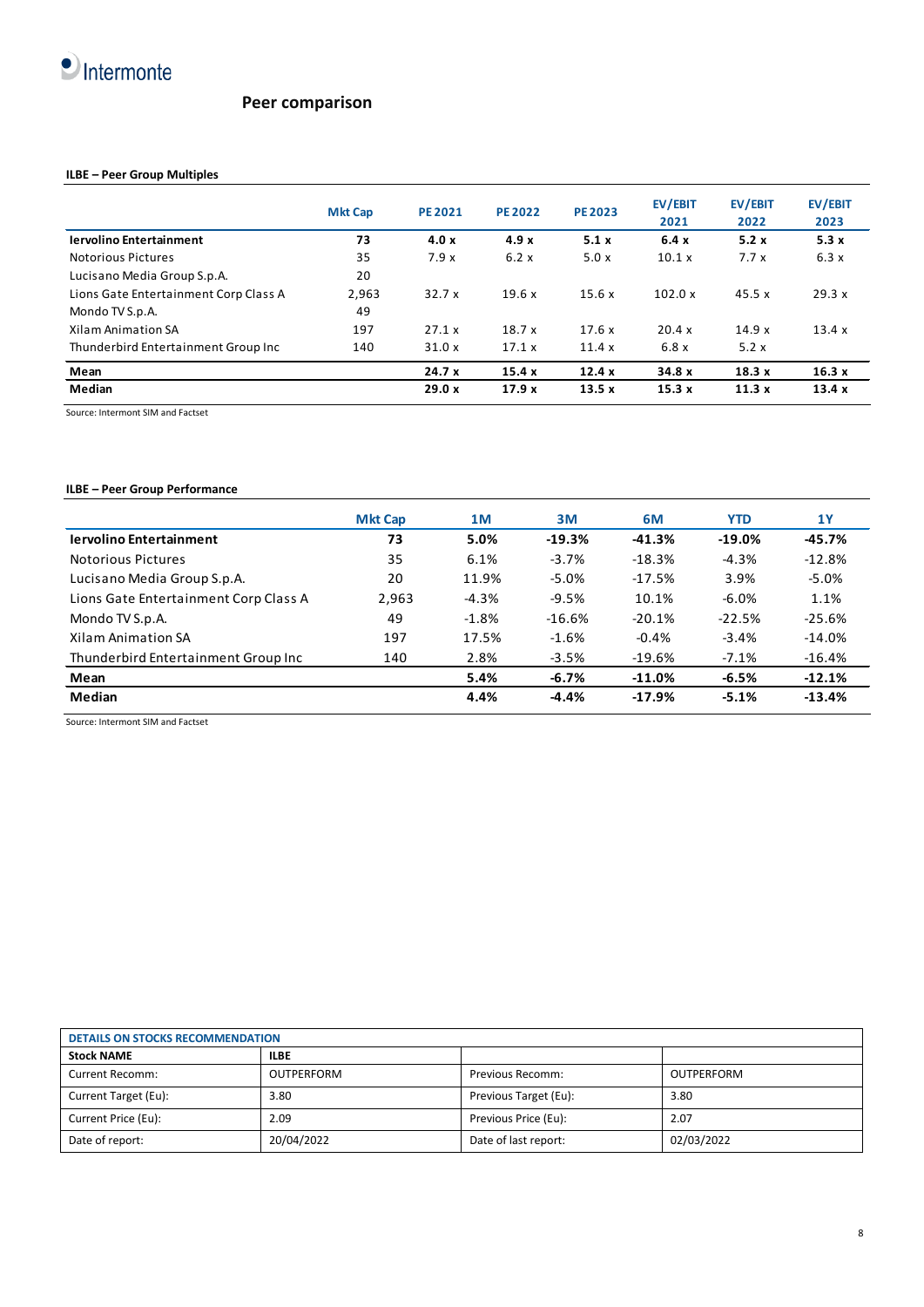## Peer comparison

**ILBE – Peer Group Multiples**

| | Mkt Cap | PE 2021 | PE 2022 | PE 2023 | EV/EBIT 2021 | EV/EBIT 2022 | EV/EBIT 2023 |
|---|---|---|---|---|---|---|---|
| **Iervolino Entertainment** | **73** | **4.0 x** | **4.9 x** | **5.1 x** | **6.4 x** | **5.2 x** | **5.3 x** |
| Notorious Pictures | 35 | 7.9 x | 6.2 x | 5.0 x | 10.1 x | 7.7 x | 6.3 x |
| Lucisano Media Group S.p.A. | 20 | | | | | | |
| Lions Gate Entertainment Corp Class A | 2,963 | 32.7 x | 19.6 x | 15.6 x | 102.0 x | 45.5 x | 29.3 x |
| Mondo TV S.p.A. | 49 | | | | | | |
| Xilam Animation SA | 197 | 27.1 x | 18.7 x | 17.6 x | 20.4 x | 14.9 x | 13.4 x |
| Thunderbird Entertainment Group Inc | 140 | 31.0 x | 17.1 x | 11.4 x | 6.8 x | 5.2 x | |
| **Mean** | | **24.7 x** | **15.4 x** | **12.4 x** | **34.8 x** | **18.3 x** | **16.3 x** |
| **Median** | | **29.0 x** | **17.9 x** | **13.5 x** | **15.3 x** | **11.3 x** | **13.4 x** |

Source: Intermont SIM and Factset

**ILBE – Peer Group Performance**

| | Mkt Cap | 1M | 3M | 6M | YTD | 1Y |
|---|---|---|---|---|---|---|
| **Iervolino Entertainment** | **73** | **5.0%** | **-19.3%** | **-41.3%** | **-19.0%** | **-45.7%** |
| Notorious Pictures | 35 | 6.1% | -3.7% | -18.3% | -4.3% | -12.8% |
| Lucisano Media Group S.p.A. | 20 | 11.9% | -5.0% | -17.5% | 3.9% | -5.0% |
| Lions Gate Entertainment Corp Class A | 2,963 | -4.3% | -9.5% | 10.1% | -6.0% | 1.1% |
| Mondo TV S.p.A. | 49 | -1.8% | -16.6% | -20.1% | -22.5% | -25.6% |
| Xilam Animation SA | 197 | 17.5% | -1.6% | -0.4% | -3.4% | -14.0% |
| Thunderbird Entertainment Group Inc | 140 | 2.8% | -3.5% | -19.6% | -7.1% | -16.4% |
| **Mean** | | **5.4%** | **-6.7%** | **-11.0%** | **-6.5%** | **-12.1%** |
| **Median** | | **4.4%** | **-4.4%** | **-17.9%** | **-5.1%** | **-13.4%** |

Source: Intermont SIM and Factset

| DETAILS ON STOCKS RECOMMENDATION | | | |
|---|---|---|---|
| **Stock NAME** | **ILBE** | | |
| Current Recomm: | OUTPERFORM | Previous Recomm: | OUTPERFORM |
| Current Target (Eu): | 3.80 | Previous Target (Eu): | 3.80 |
| Current Price (Eu): | 2.09 | Previous Price (Eu): | 2.07 |
| Date of report: | 20/04/2022 | Date of last report: | 02/03/2022 |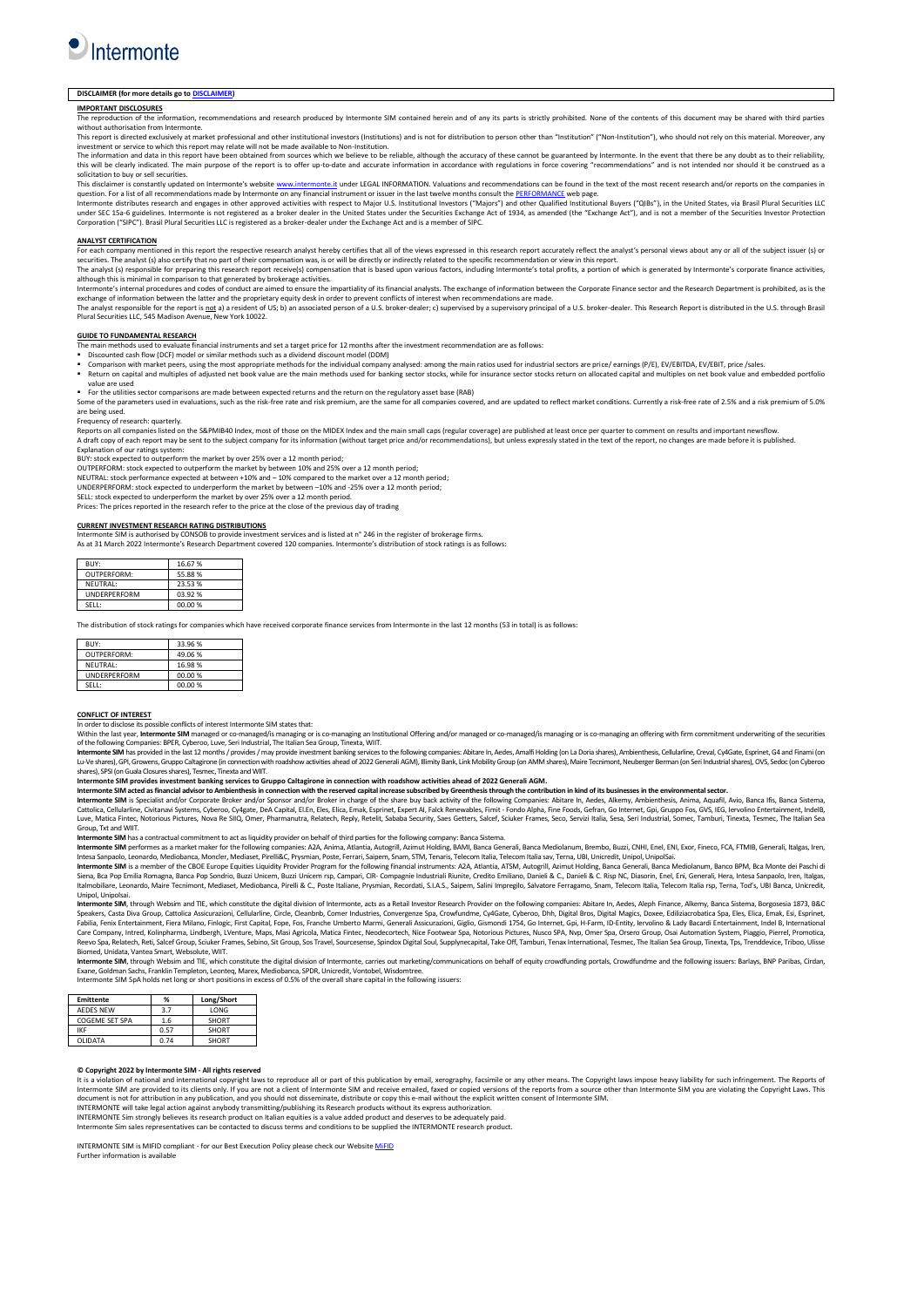**DISCLAIMER (for more details go to DISCLAIMER)**

**IMPORTANT DISCLOSURES**

The reproduction of the information, recommendations and research produced by Intermonte SIM contained herein and of any its parts is strictly prohibited. None of the contents of this document may be shared with third parties without authorisation from Intermonte.

This report is directed exclusively at market professional and other institutional investors (Institutions) and is not for distribution to person other than "Institution" ("Non-Institution"), who should not rely on this material. Moreover, any investment or service to which this report may relate will not be made available to Non-Institution.

The information and data in this report have been obtained from sources which we believe to be reliable, although the accuracy of these cannot be guaranteed by Intermonte. In the event that there be any doubt as to their reliability, this will be clearly indicated. The main purpose of the report is to offer up-to-date and accurate information in accordance with regulations in force covering "recommendations" and is not intended nor should it be construed as a solicitation to buy or sell securities.

This disclaimer is constantly updated on Intermonte's website www.intermonte.it under LEGAL INFORMATION. Valuations and recommendations can be found in the text of the most recent research and/or reports on the companies in question. For a list of all recommendations made by Intermonte on any financial instrument or issuer in the last twelve months consult the PERFORMANCE web page.

Intermonte distributes research and engages in other approved activities with respect to Major U.S. Institutional Investors ("Majors") and other Qualified Institutional Buyers ("QIBs"), in the United States, via Brasil Plural Securities LLC under SEC 15a-6 guidelines. Intermonte is not registered as a broker dealer in the United States under the Securities Exchange Act of 1934, as amended (the "Exchange Act"), and is not a member of the Securities Investor Protection Corporation ("SIPC"). Brasil Plural Securities LLC is registered as a broker-dealer under the Exchange Act and is a member of SIPC.

**ANALYST CERTIFICATION**

For each company mentioned in this report the respective research analyst hereby certifies that all of the views expressed in this research report accurately reflect the analyst's personal views about any or all of the subject issuer (s) or securities. The analyst (s) also certify that no part of their compensation was, is or will be directly or indirectly related to the specific recommendation or view in this report.

The analyst (s) responsible for preparing this research report receive(s) compensation that is based upon various factors, including Intermonte's total profits, a portion of which is generated by Intermonte's corporate finance activities, although this is minimal in comparison to that generated by brokerage activities.

Intermonte's internal procedures and codes of conduct are aimed to ensure the impartiality of its financial analysts. The exchange of information between the Corporate Finance sector and the Research Department is prohibited, as is the exchange of information between the latter and the proprietary equity desk in order to prevent conflicts of interest when recommendations are made.

The analyst responsible for the report is not a) a resident of US; b) an associated person of a U.S. broker-dealer; c) supervised by a supervisory principal of a U.S. broker-dealer. This Research Report is distributed in the U.S. through Brasil Plural Securities LLC, 545 Madison Avenue, New York 10022.

**GUIDE TO FUNDAMENTAL RESEARCH**

The main methods used to evaluate financial instruments and set a target price for 12 months after the investment recommendation are as follows:

- Discounted cash flow (DCF) model or similar methods such as a dividend discount model (DDM)
- Comparison with market peers, using the most appropriate methods for the individual company analysed: among the main ratios used for industrial sectors are price/ earnings (P/E), EV/EBITDA, EV/EBIT, price /sales.
- Return on capital and multiples of adjusted net book value are the main methods used for banking sector stocks, while for insurance sector stocks return on allocated capital and multiples on net book value and embedded portfolio value are used
- For the utilities sector comparisons are made between expected returns and the return on the regulatory asset base (RAB)

Some of the parameters used in evaluations, such as the risk-free rate and risk premium, are the same for all companies covered, and are updated to reflect market conditions. Currently a risk-free rate of 2.5% and a risk premium of 5.0% are being used.

Frequency of research: quarterly.

Reports on all companies listed on the S&PMIB40 Index, most of those on the MIDEX Index and the main small caps (regular coverage) are published at least once per quarter to comment on results and important newsflow.

A draft copy of each report may be sent to the subject company for its information (without target price and/or recommendations), but unless expressly stated in the text of the report, no changes are made before it is published.

Explanation of our ratings system:

BUY: stock expected to outperform the market by over 25% over a 12 month period;

OUTPERFORM: stock expected to outperform the market by between 10% and 25% over a 12 month period;

NEUTRAL: stock performance expected at between +10% and – 10% compared to the market over a 12 month period;

UNDERPERFORM: stock expected to underperform the market by between –10% and -25% over a 12 month period;

SELL: stock expected to underperform the market by over 25% over a 12 month period.

Prices: The prices reported in the research refer to the price at the close of the previous day of trading

**CURRENT INVESTMENT RESEARCH RATING DISTRIBUTIONS**

Intermonte SIM is authorised by CONSOB to provide investment services and is listed at n° 246 in the register of brokerage firms.

As at 31 March 2022 Intermonte's Research Department covered 120 companies. Intermonte's distribution of stock ratings is as follows:

| | |
|---|---|
| BUY: | 16.67 % |
| OUTPERFORM: | 55.88 % |
| NEUTRAL: | 23.53 % |
| UNDERPERFORM | 03.92 % |
| SELL: | 00.00 % |

The distribution of stock ratings for companies which have received corporate finance services from Intermonte in the last 12 months (53 in total) is as follows:

| | |
|---|---|
| BUY: | 33.96 % |
| OUTPERFORM: | 49.06 % |
| NEUTRAL: | 16.98 % |
| UNDERPERFORM | 00.00 % |
| SELL: | 00.00 % |

**CONFLICT OF INTEREST**

In order to disclose its possible conflicts of interest Intermonte SIM states that:

Within the last year, **Intermonte SIM** managed or co-managed/is managing or is co-managing an Institutional Offering and/or managed or co-managed/is managing or is co-managing an offering with firm commitment underwriting of the securities of the following Companies: BPER, Cyberoo, Luve, Seri Industrial, The Italian Sea Group, Tinexta, WIIT.

**Intermonte SIM** has provided in the last 12 months / provides / may provide investment banking services to the following companies: Abitare In, Aedes, Amalfi Holding (on La Doria shares), Ambienthesis, Cellularline, Creval, Cy4Gate, Esprinet, G4 and Finami (on Lu-Ve shares), GPI, Growens, Gruppo Caltagirone (in connection with roadshow activities ahead of 2022 Generali AGM), Illimity Bank, Link Mobility Group (on AMM shares), Maire Tecnimont, Neuberger Berman (on Seri Industrial shares), OVS, Sedoc (on Cyberoo shares), SPSI (on Guala Closures shares), Tesmec, Tinexta and WIIT.

**Intermonte SIM provides investment banking services to Gruppo Caltagirone in connection with roadshow activities ahead of 2022 Generali AGM.**

**Intermonte SIM acted as financial advisor to Ambienthesis in connection with the reserved capital increase subscribed by Greenthesis through the contribution in kind of its businesses in the environmental sector.**

**Intermonte SIM** is Specialist and/or Corporate Broker and/or Sponsor and/or Broker in charge of the share buy back activity of the following Companies: Abitare In, Aedes, Alkemy, Ambienthesis, Anima, Aquafil, Avio, Banca Ifis, Banca Sistema, Cattolica, Cellularline, Civitanavi Systems, Cyberoo, Cy4gate, DeA Capital, El.En, Eles, Elica, Emak, Esprinet, Expert AI, Falck Renewables, Fimit - Fondo Alpha, Fine Foods, Gefran, Go Internet, Gpi, Gruppo Fos, GVS, IEG, Iervolino Entertainment, IndelB, Luve, Matica Fintec, Notorious Pictures, Nova Re SIIQ, Omer, Pharmanutra, Relatech, Reply, Retelit, Sababa Security, Saes Getters, Salcef, Sciuker Frames, Seco, Servizi Italia, Sesa, Seri Industrial, Somec, Tamburi, Tinexta, Tesmec, The Italian Sea Group, Txt and WIIT.

**Intermonte SIM** has a contractual commitment to act as liquidity provider on behalf of third parties for the following company: Banca Sistema.

**Intermonte SIM** performes as a market maker for the following companies: A2A, Anima, Atlantia, Autogrill, Azimut Holding, BAMI, Banca Generali, Banca Mediolanum, Brembo, Buzzi, CNHI, Enel, ENI, Exor, Fineco, FCA, FTMIB, Generali, Italgas, Iren, Intesa Sanpaolo, Leonardo, Mediobanca, Moncler, Mediaset, Pirelli&C, Prysmian, Poste, Ferrari, Saipem, Snam, STM, Tenaris, Telecom Italia, Telecom Italia sav, Terna, UBI, Unicredit, Unipol, UnipolSai.

**Intermonte SIM** is a member of the CBOE Europe Equities Liquidity Provider Program for the following financial instruments: A2A, Atlantia, ATSM, Autogrill, Azimut Holding, Banca Generali, Banca Mediolanum, Banco BPM, Bca Monte dei Paschi di Siena, Bca Pop Emilia Romagna, Banca Pop Sondrio, Buzzi Unicem, Buzzi Unicem rsp, Campari, CIR- Compagnie Industriali Riunite, Credito Emiliano, Danieli & C., Danieli & C. Risp NC, Diasorin, Enel, Eni, Generali, Hera, Intesa Sanpaolo, Iren, Italgas, Italmobiliare, Leonardo, Maire Tecnimont, Mediaset, Mediobanca, Pirelli & C., Poste Italiane, Prysmian, Recordati, S.I.A.S., Saipem, Salini Impregilo, Salvatore Ferragamo, Snam, Telecom Italia, Telecom Italia rsp, Terna, Tod's, UBI Banca, Unicredit, Unipol, Unipolsai.

**Intermonte SIM**, through Websim and TIE, which constitute the digital division of Intermonte, acts as a Retail Investor Research Provider on the following companies: Abitare In, Aedes, Aleph Finance, Alkemy, Banca Sistema, Borgosesia 1873, B&C Speakers, Casta Diva Group, Cattolica Assicurazioni, Cellularline, Circle, Cleanbnb, Comer Industries, Convergenze Spa, Crowfundme, Cy4Gate, Cyberoo, Dhh, Digital Bros, Digital Magics, Doxee, Ediliziacrobatica Spa, Eles, Elica, Emak, Esi, Esprinet, Fabilia, Fenix Entertainment, Fiera Milano, Finlogic, First Capital, Fope, Fos, Franche Umberto Marmi, Generali Assicurazioni, Giglio, Gismondi 1754, Go Internet, Gpi, H-Farm, ID-Entity, Iervolino & Lady Bacardi Entertainment, Indel B, International Care Company, Intred, Kolinpharma, Lindbergh, LVenture, Maps, Masi Agricola, Matica Fintec, Neodecortech, Nice Footwear Spa, Notorious Pictures, Nusco SPA, Nvp, Omer Spa, Orsero Group, Osai Automation System, Piaggio, Pierrel, Promotica, Reevo Spa, Relatech, Reti, Salcef Group, Sciuker Frames, Sebino, Sit Group, Sos Travel, Sourcesense, Spindox Digital Soul, Supplynecapital, Take Off, Tamburi, Tenax International, Tesmec, The Italian Sea Group, Tinexta, Tps, Trenddevice, Triboo, Ulisse Biomed, Unidata, Vantea Smart, Websolute, WIIT.

**Intermonte SIM**, through Websim and TIE, which constitute the digital division of Intermonte, carries out marketing/communications on behalf of equity crowdfunding portals, Crowdfundme and the following issuers: Barlays, BNP Paribas, Cirdan, Exane, Goldman Sachs, Franklin Templeton, Leonteq, Marex, Mediobanca, SPDR, Unicredit, Vontobel, Wisdomtree.

Intermonte SIM SpA holds net long or short positions in excess of 0.5% of the overall share capital in the following issuers:

| Emittente | % | Long/Short |
|---|---|---|
| AEDES NEW | 3.7 | LONG |
| COGEME SET SPA | 1.6 | SHORT |
| IKF | 0.57 | SHORT |
| OLIDATA | 0.74 | SHORT |

**© Copyright 2022 by Intermonte SIM - All rights reserved**

It is a violation of national and international copyright laws to reproduce all or part of this publication by email, xerography, facsimile or any other means. The Copyright laws impose heavy liability for such infringement. The Reports of Intermonte SIM are provided to its clients only. If you are not a client of Intermonte SIM and receive emailed, faxed or copied versions of the reports from a source other than Intermonte SIM you are violating the Copyright Laws. This document is not for attribution in any publication, and you should not disseminate, distribute or copy this e-mail without the explicit written consent of Intermonte SIM.

INTERMONTE will take legal action against anybody transmitting/publishing its Research products without its express authorization.

INTERMONTE Sim strongly believes its research product on Italian equities is a value added product and deserves to be adequately paid.

Intermonte Sim sales representatives can be contacted to discuss terms and conditions to be supplied the INTERMONTE research product.

INTERMONTE SIM is MIFID compliant - for our Best Execution Policy please check our Website MiFID

Further information is available